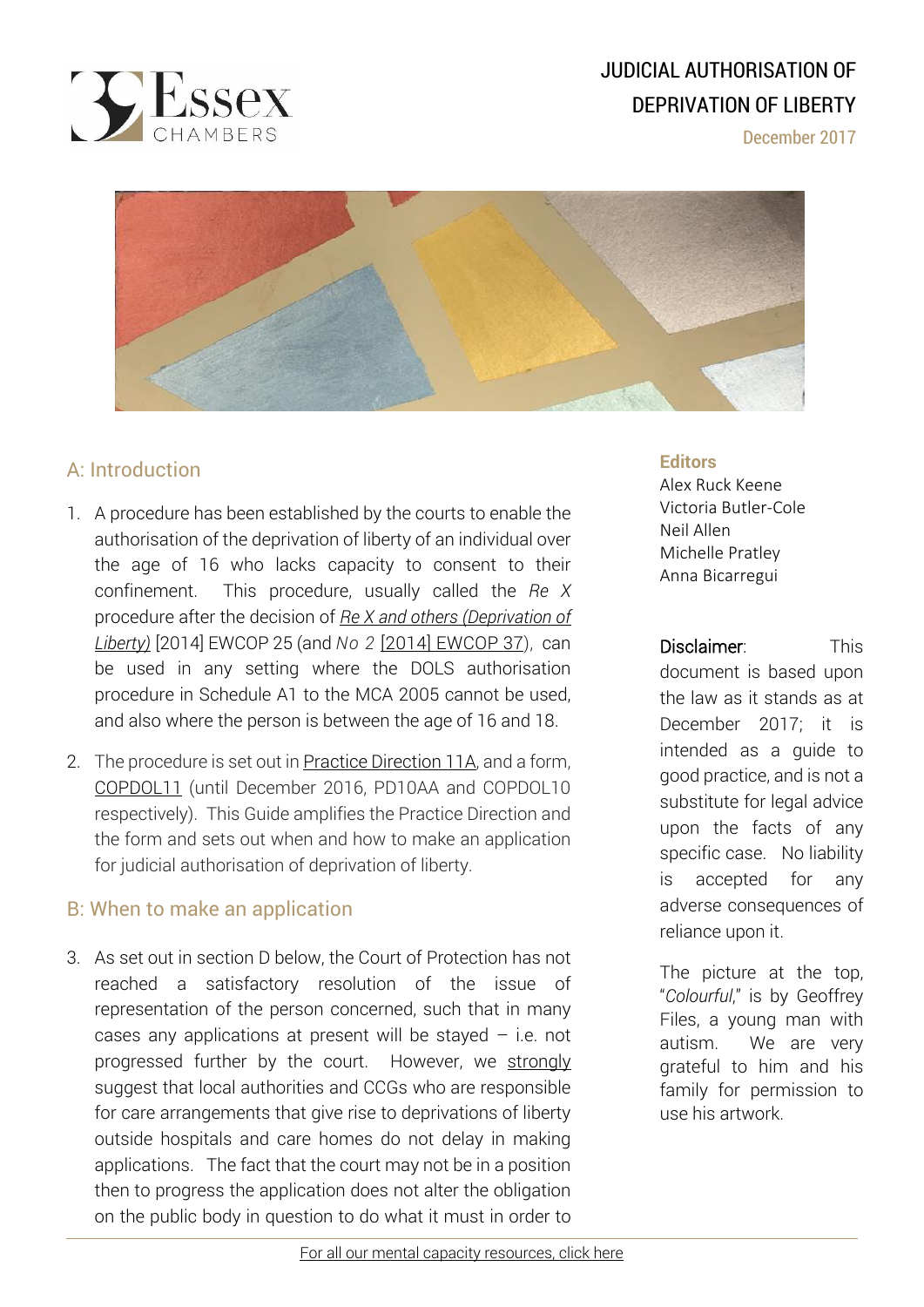# JUDICIAL AUTHORISATION OF DEPRIVATION OF LIBERTY

December 2017

## A: Introduction

1. A procedure has been established by the courts to enable the authorisation of the deprivation of liberty of an individual over the age of 16 who lacks capacity to consent to their confinement. This procedure, usually called the *Re X* procedure after the decision of *Re X and others (Deprivation of Liberty)* [2014] EWCOP 25 (and *No 2* [2014] EWCOP 37), can be used in any setting where the DOLS authorisation procedure in Schedule A1 to the MCA 2005 cannot be used, and also where the person is between the age of 16 and 18.

2. The procedure is set out in Practice Direction 11A, and a form, COPDOL11 (until December 2016, PD10AA and COPDOL10 respectively). This Guide amplifies the Practice Direction and the form and sets out when and how to make an application for judicial authorisation of deprivation of liberty.

## B: When to make an application

3. As set out in section D below, the Court of Protection has not reached a satisfactory resolution of the issue of representation of the person concerned, such that in many cases any applications at present will be stayed – i.e. not progressed further by the court. However, we strongly suggest that local authorities and CCGs who are responsible for care arrangements that give rise to deprivations of liberty outside hospitals and care homes do not delay in making applications. The fact that the court may not be in a position then to progress the application does not alter the obligation on the public body in question to do what it must in order to

**Editors**

Alex Ruck Keene
Victoria Butler-Cole
Neil Allen
Michelle Pratley
Anna Bicarregui

Disclaimer: This document is based upon the law as it stands as at December 2017; it is intended as a guide to good practice, and is not a substitute for legal advice upon the facts of any specific case. No liability is accepted for any adverse consequences of reliance upon it.

The picture at the top, "*Colourful*," is by Geoffrey Files, a young man with autism. We are very grateful to him and his family for permission to use his artwork.

For all our mental capacity resources, click here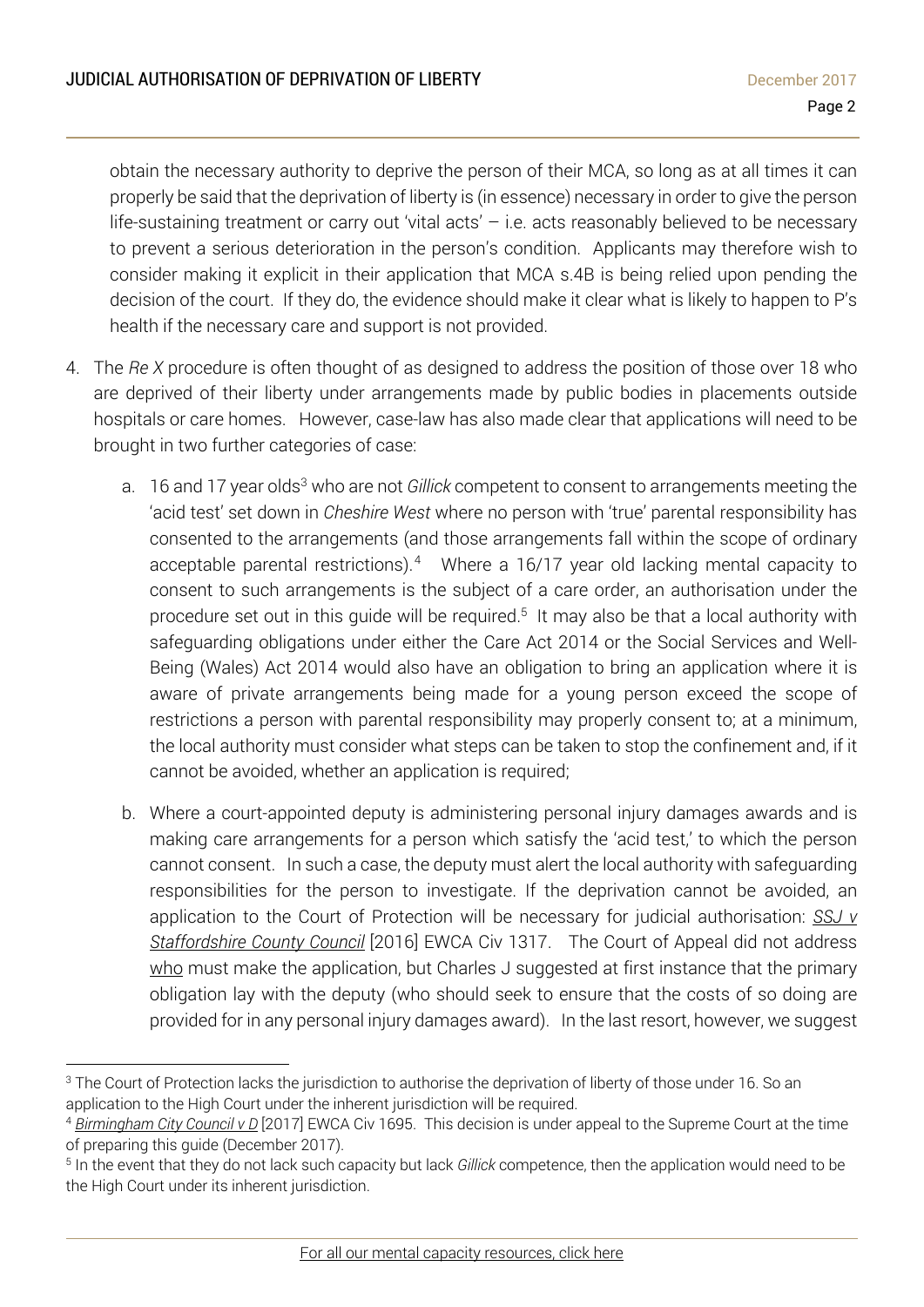obtain the necessary authority to deprive the person of their MCA, so long as at all times it can properly be said that the deprivation of liberty is (in essence) necessary in order to give the person life-sustaining treatment or carry out 'vital acts' – i.e. acts reasonably believed to be necessary to prevent a serious deterioration in the person's condition. Applicants may therefore wish to consider making it explicit in their application that MCA s.4B is being relied upon pending the decision of the court. If they do, the evidence should make it clear what is likely to happen to P's health if the necessary care and support is not provided.

4. The *Re X* procedure is often thought of as designed to address the position of those over 18 who are deprived of their liberty under arrangements made by public bodies in placements outside hospitals or care homes. However, case-law has also made clear that applications will need to be brought in two further categories of case:

   a. 16 and 17 year olds[3] who are not *Gillick* competent to consent to arrangements meeting the 'acid test' set down in *Cheshire West* where no person with 'true' parental responsibility has consented to the arrangements (and those arrangements fall within the scope of ordinary acceptable parental restrictions).[4] Where a 16/17 year old lacking mental capacity to consent to such arrangements is the subject of a care order, an authorisation under the procedure set out in this guide will be required.[5] It may also be that a local authority with safeguarding obligations under either the Care Act 2014 or the Social Services and Well-Being (Wales) Act 2014 would also have an obligation to bring an application where it is aware of private arrangements being made for a young person exceed the scope of restrictions a person with parental responsibility may properly consent to; at a minimum, the local authority must consider what steps can be taken to stop the confinement and, if it cannot be avoided, whether an application is required;

   b. Where a court-appointed deputy is administering personal injury damages awards and is making care arrangements for a person which satisfy the 'acid test,' to which the person cannot consent. In such a case, the deputy must alert the local authority with safeguarding responsibilities for the person to investigate. If the deprivation cannot be avoided, an application to the Court of Protection will be necessary for judicial authorisation: *SSJ v Staffordshire County Council* [2016] EWCA Civ 1317. The Court of Appeal did not address who must make the application, but Charles J suggested at first instance that the primary obligation lay with the deputy (who should seek to ensure that the costs of so doing are provided for in any personal injury damages award). In the last resort, however, we suggest

---

[3] The Court of Protection lacks the jurisdiction to authorise the deprivation of liberty of those under 16. So an application to the High Court under the inherent jurisdiction will be required.

[4] *Birmingham City Council v D* [2017] EWCA Civ 1695. This decision is under appeal to the Supreme Court at the time of preparing this guide (December 2017).

[5] In the event that they do not lack such capacity but lack *Gillick* competence, then the application would need to be the High Court under its inherent jurisdiction.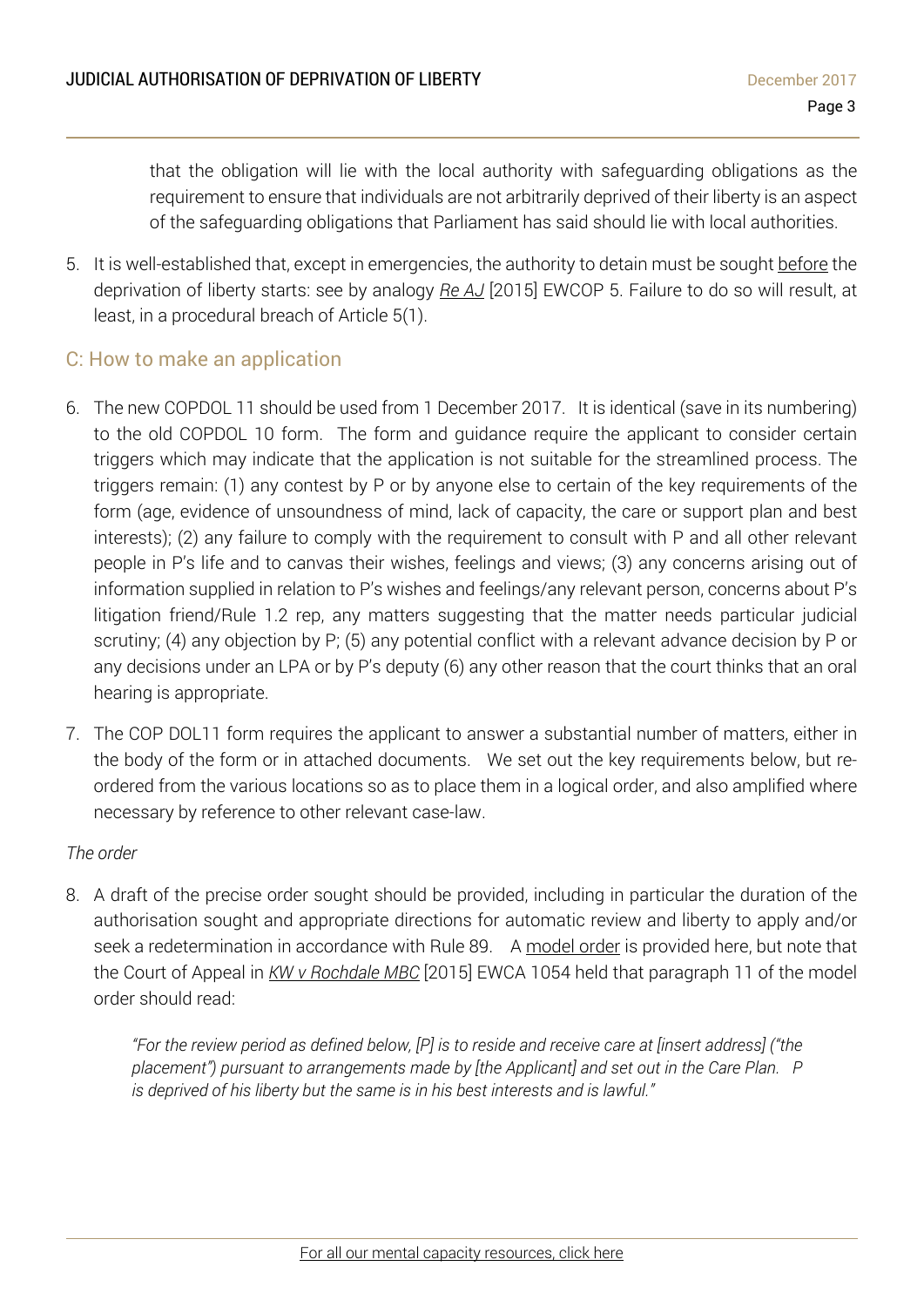that the obligation will lie with the local authority with safeguarding obligations as the requirement to ensure that individuals are not arbitrarily deprived of their liberty is an aspect of the safeguarding obligations that Parliament has said should lie with local authorities.

5. It is well-established that, except in emergencies, the authority to detain must be sought before the deprivation of liberty starts: see by analogy *Re AJ* [2015] EWCOP 5. Failure to do so will result, at least, in a procedural breach of Article 5(1).

## C: How to make an application

6. The new COPDOL 11 should be used from 1 December 2017. It is identical (save in its numbering) to the old COPDOL 10 form. The form and guidance require the applicant to consider certain triggers which may indicate that the application is not suitable for the streamlined process. The triggers remain: (1) any contest by P or by anyone else to certain of the key requirements of the form (age, evidence of unsoundness of mind, lack of capacity, the care or support plan and best interests); (2) any failure to comply with the requirement to consult with P and all other relevant people in P's life and to canvas their wishes, feelings and views; (3) any concerns arising out of information supplied in relation to P's wishes and feelings/any relevant person, concerns about P's litigation friend/Rule 1.2 rep, any matters suggesting that the matter needs particular judicial scrutiny; (4) any objection by P; (5) any potential conflict with a relevant advance decision by P or any decisions under an LPA or by P's deputy (6) any other reason that the court thinks that an oral hearing is appropriate.

7. The COP DOL11 form requires the applicant to answer a substantial number of matters, either in the body of the form or in attached documents. We set out the key requirements below, but re-ordered from the various locations so as to place them in a logical order, and also amplified where necessary by reference to other relevant case-law.

*The order*

8. A draft of the precise order sought should be provided, including in particular the duration of the authorisation sought and appropriate directions for automatic review and liberty to apply and/or seek a redetermination in accordance with Rule 89. A model order is provided here, but note that the Court of Appeal in *KW v Rochdale MBC* [2015] EWCA 1054 held that paragraph 11 of the model order should read:

> *"For the review period as defined below, [P] is to reside and receive care at [insert address] ("the placement") pursuant to arrangements made by [the Applicant] and set out in the Care Plan. P is deprived of his liberty but the same is in his best interests and is lawful."*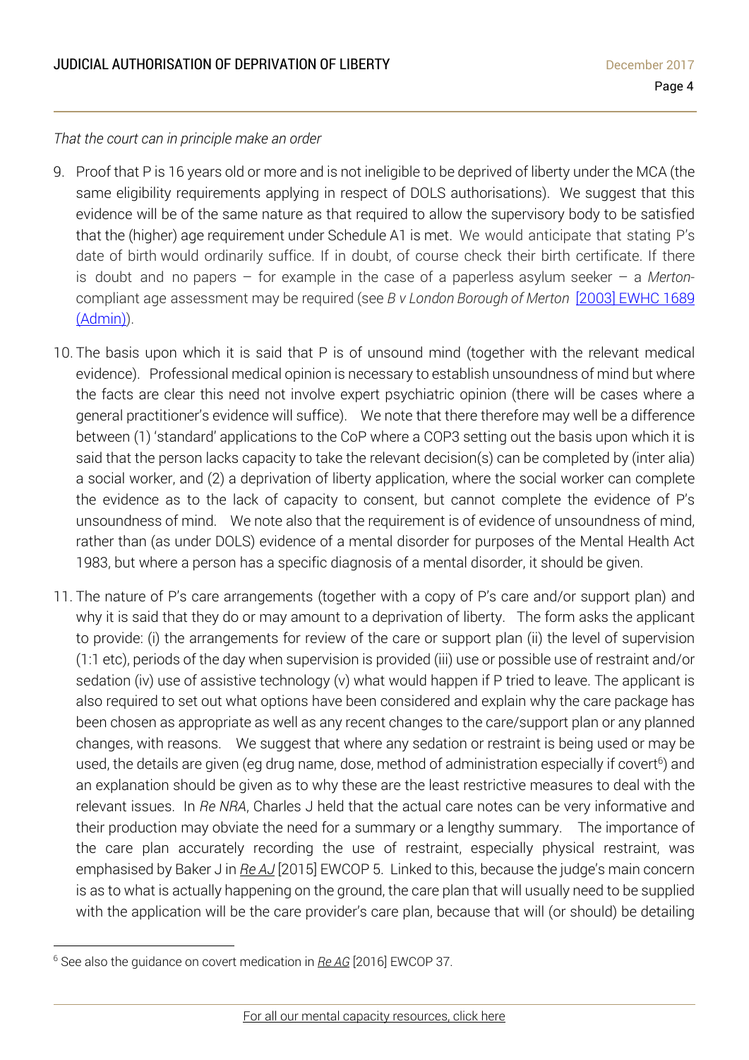*That the court can in principle make an order*

9. Proof that P is 16 years old or more and is not ineligible to be deprived of liberty under the MCA (the same eligibility requirements applying in respect of DOLS authorisations). We suggest that this evidence will be of the same nature as that required to allow the supervisory body to be satisfied that the (higher) age requirement under Schedule A1 is met. We would anticipate that stating P's date of birth would ordinarily suffice. If in doubt, of course check their birth certificate. If there is doubt and no papers – for example in the case of a paperless asylum seeker – a *Merton*-compliant age assessment may be required (see *B v London Borough of Merton* [2003] EWHC 1689 (Admin)).

10. The basis upon which it is said that P is of unsound mind (together with the relevant medical evidence). Professional medical opinion is necessary to establish unsoundness of mind but where the facts are clear this need not involve expert psychiatric opinion (there will be cases where a general practitioner's evidence will suffice). We note that there therefore may well be a difference between (1) 'standard' applications to the CoP where a COP3 setting out the basis upon which it is said that the person lacks capacity to take the relevant decision(s) can be completed by (inter alia) a social worker, and (2) a deprivation of liberty application, where the social worker can complete the evidence as to the lack of capacity to consent, but cannot complete the evidence of P's unsoundness of mind. We note also that the requirement is of evidence of unsoundness of mind, rather than (as under DOLS) evidence of a mental disorder for purposes of the Mental Health Act 1983, but where a person has a specific diagnosis of a mental disorder, it should be given.

11. The nature of P's care arrangements (together with a copy of P's care and/or support plan) and why it is said that they do or may amount to a deprivation of liberty. The form asks the applicant to provide: (i) the arrangements for review of the care or support plan (ii) the level of supervision (1:1 etc), periods of the day when supervision is provided (iii) use or possible use of restraint and/or sedation (iv) use of assistive technology (v) what would happen if P tried to leave. The applicant is also required to set out what options have been considered and explain why the care package has been chosen as appropriate as well as any recent changes to the care/support plan or any planned changes, with reasons. We suggest that where any sedation or restraint is being used or may be used, the details are given (eg drug name, dose, method of administration especially if covert[6]) and an explanation should be given as to why these are the least restrictive measures to deal with the relevant issues. In *Re NRA*, Charles J held that the actual care notes can be very informative and their production may obviate the need for a summary or a lengthy summary. The importance of the care plan accurately recording the use of restraint, especially physical restraint, was emphasised by Baker J in *Re AJ* [2015] EWCOP 5. Linked to this, because the judge's main concern is as to what is actually happening on the ground, the care plan that will usually need to be supplied with the application will be the care provider's care plan, because that will (or should) be detailing

---

[6] See also the guidance on covert medication in *Re AG* [2016] EWCOP 37.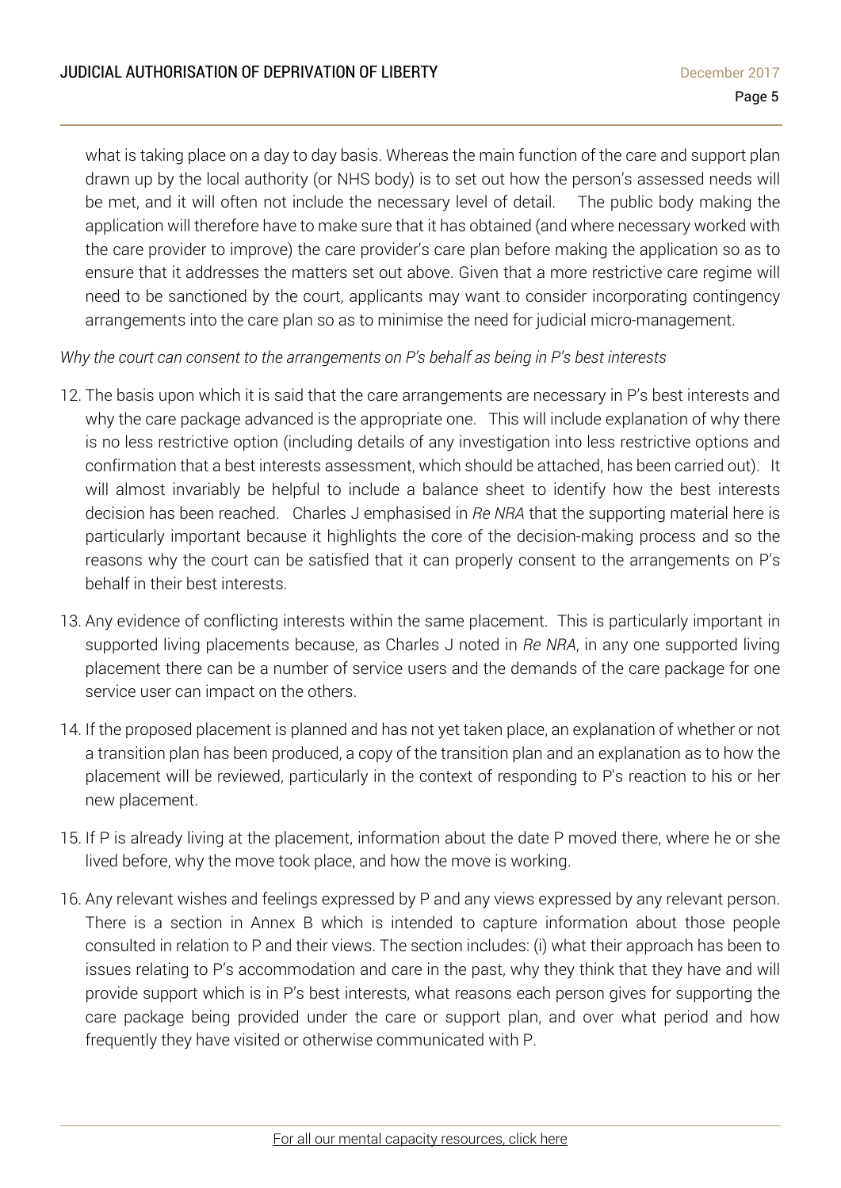what is taking place on a day to day basis. Whereas the main function of the care and support plan drawn up by the local authority (or NHS body) is to set out how the person's assessed needs will be met, and it will often not include the necessary level of detail. The public body making the application will therefore have to make sure that it has obtained (and where necessary worked with the care provider to improve) the care provider's care plan before making the application so as to ensure that it addresses the matters set out above. Given that a more restrictive care regime will need to be sanctioned by the court, applicants may want to consider incorporating contingency arrangements into the care plan so as to minimise the need for judicial micro-management.

*Why the court can consent to the arrangements on P's behalf as being in P's best interests*

12. The basis upon which it is said that the care arrangements are necessary in P's best interests and why the care package advanced is the appropriate one. This will include explanation of why there is no less restrictive option (including details of any investigation into less restrictive options and confirmation that a best interests assessment, which should be attached, has been carried out). It will almost invariably be helpful to include a balance sheet to identify how the best interests decision has been reached. Charles J emphasised in *Re NRA* that the supporting material here is particularly important because it highlights the core of the decision-making process and so the reasons why the court can be satisfied that it can properly consent to the arrangements on P's behalf in their best interests.

13. Any evidence of conflicting interests within the same placement. This is particularly important in supported living placements because, as Charles J noted in *Re NRA*, in any one supported living placement there can be a number of service users and the demands of the care package for one service user can impact on the others.

14. If the proposed placement is planned and has not yet taken place, an explanation of whether or not a transition plan has been produced, a copy of the transition plan and an explanation as to how the placement will be reviewed, particularly in the context of responding to P's reaction to his or her new placement.

15. If P is already living at the placement, information about the date P moved there, where he or she lived before, why the move took place, and how the move is working.

16. Any relevant wishes and feelings expressed by P and any views expressed by any relevant person. There is a section in Annex B which is intended to capture information about those people consulted in relation to P and their views. The section includes: (i) what their approach has been to issues relating to P's accommodation and care in the past, why they think that they have and will provide support which is in P's best interests, what reasons each person gives for supporting the care package being provided under the care or support plan, and over what period and how frequently they have visited or otherwise communicated with P.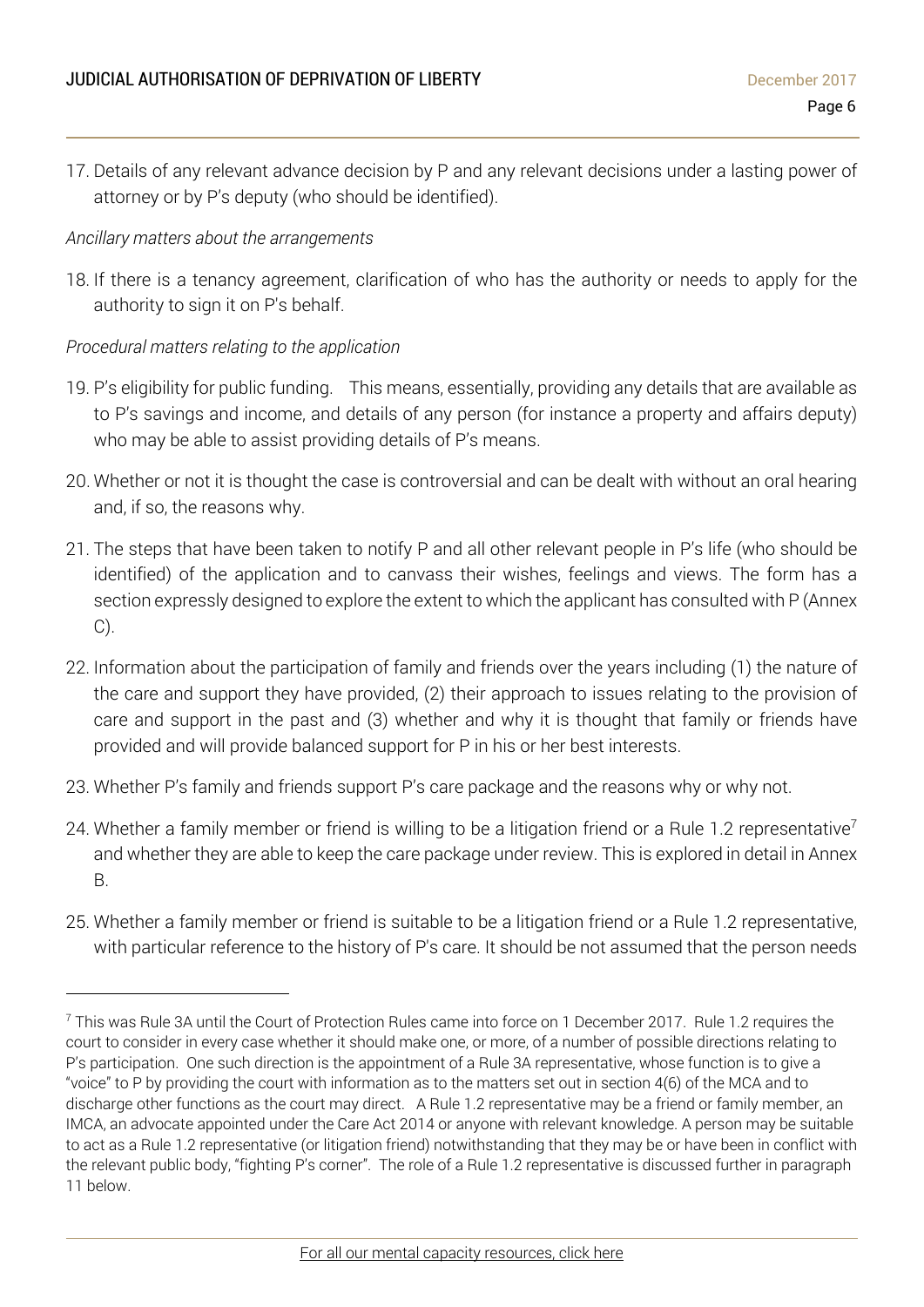17. Details of any relevant advance decision by P and any relevant decisions under a lasting power of attorney or by P's deputy (who should be identified).

*Ancillary matters about the arrangements*

18. If there is a tenancy agreement, clarification of who has the authority or needs to apply for the authority to sign it on P's behalf.

*Procedural matters relating to the application*

19. P's eligibility for public funding. This means, essentially, providing any details that are available as to P's savings and income, and details of any person (for instance a property and affairs deputy) who may be able to assist providing details of P's means.

20. Whether or not it is thought the case is controversial and can be dealt with without an oral hearing and, if so, the reasons why.

21. The steps that have been taken to notify P and all other relevant people in P's life (who should be identified) of the application and to canvass their wishes, feelings and views. The form has a section expressly designed to explore the extent to which the applicant has consulted with P (Annex C).

22. Information about the participation of family and friends over the years including (1) the nature of the care and support they have provided, (2) their approach to issues relating to the provision of care and support in the past and (3) whether and why it is thought that family or friends have provided and will provide balanced support for P in his or her best interests.

23. Whether P's family and friends support P's care package and the reasons why or why not.

24. Whether a family member or friend is willing to be a litigation friend or a Rule 1.2 representative[7] and whether they are able to keep the care package under review. This is explored in detail in Annex B.

25. Whether a family member or friend is suitable to be a litigation friend or a Rule 1.2 representative, with particular reference to the history of P's care. It should be not assumed that the person needs

---

[7] This was Rule 3A until the Court of Protection Rules came into force on 1 December 2017. Rule 1.2 requires the court to consider in every case whether it should make one, or more, of a number of possible directions relating to P's participation. One such direction is the appointment of a Rule 3A representative, whose function is to give a "voice" to P by providing the court with information as to the matters set out in section 4(6) of the MCA and to discharge other functions as the court may direct. A Rule 1.2 representative may be a friend or family member, an IMCA, an advocate appointed under the Care Act 2014 or anyone with relevant knowledge. A person may be suitable to act as a Rule 1.2 representative (or litigation friend) notwithstanding that they may be or have been in conflict with the relevant public body, "fighting P's corner". The role of a Rule 1.2 representative is discussed further in paragraph 11 below.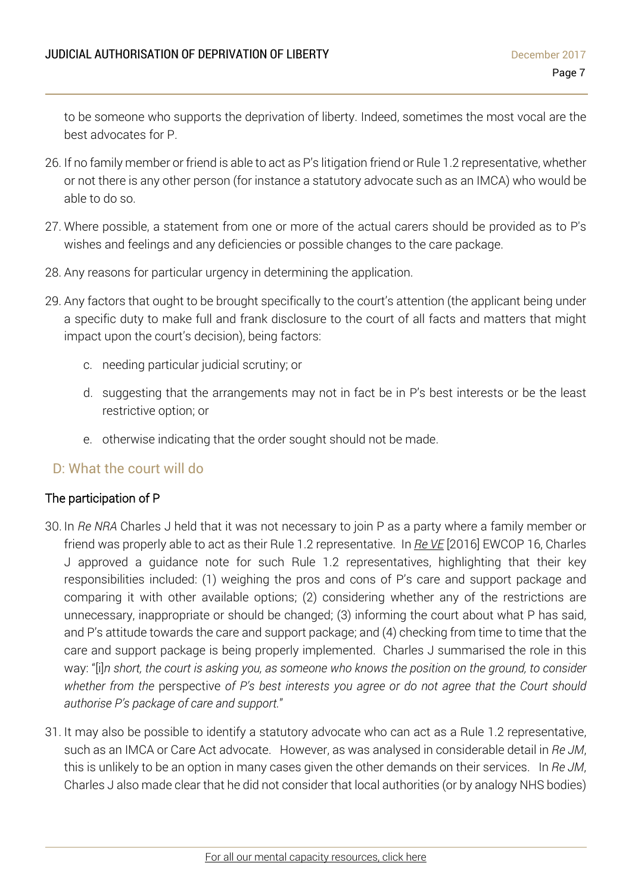to be someone who supports the deprivation of liberty. Indeed, sometimes the most vocal are the best advocates for P.

26. If no family member or friend is able to act as P's litigation friend or Rule 1.2 representative, whether or not there is any other person (for instance a statutory advocate such as an IMCA) who would be able to do so.

27. Where possible, a statement from one or more of the actual carers should be provided as to P's wishes and feelings and any deficiencies or possible changes to the care package.

28. Any reasons for particular urgency in determining the application.

29. Any factors that ought to be brought specifically to the court's attention (the applicant being under a specific duty to make full and frank disclosure to the court of all facts and matters that might impact upon the court's decision), being factors:

    c. needing particular judicial scrutiny; or

    d. suggesting that the arrangements may not in fact be in P's best interests or be the least restrictive option; or

    e. otherwise indicating that the order sought should not be made.

## D: What the court will do

### The participation of P

30. In *Re NRA* Charles J held that it was not necessary to join P as a party where a family member or friend was properly able to act as their Rule 1.2 representative. In *Re VE* [2016] EWCOP 16, Charles J approved a guidance note for such Rule 1.2 representatives, highlighting that their key responsibilities included: (1) weighing the pros and cons of P's care and support package and comparing it with other available options; (2) considering whether any of the restrictions are unnecessary, inappropriate or should be changed; (3) informing the court about what P has said, and P's attitude towards the care and support package; and (4) checking from time to time that the care and support package is being properly implemented. Charles J summarised the role in this way: "[i]*n short, the court is asking you, as someone who knows the position on the ground, to consider whether from the* perspective *of P's best interests you agree or do not agree that the Court should authorise P's package of care and support.*"

31. It may also be possible to identify a statutory advocate who can act as a Rule 1.2 representative, such as an IMCA or Care Act advocate. However, as was analysed in considerable detail in *Re JM*, this is unlikely to be an option in many cases given the other demands on their services. In *Re JM*, Charles J also made clear that he did not consider that local authorities (or by analogy NHS bodies)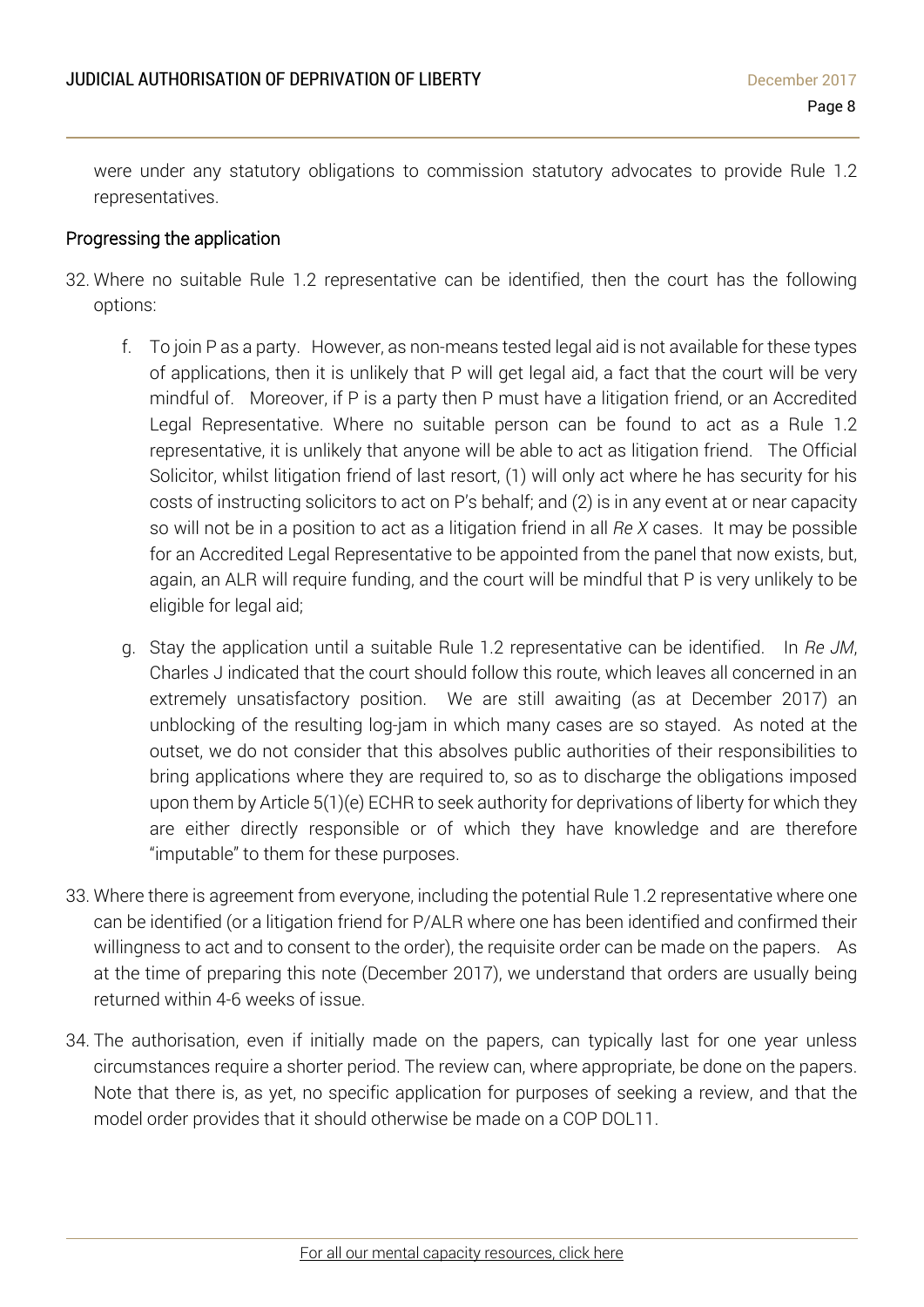were under any statutory obligations to commission statutory advocates to provide Rule 1.2 representatives.

## Progressing the application

32. Where no suitable Rule 1.2 representative can be identified, then the court has the following options:

    f. To join P as a party. However, as non-means tested legal aid is not available for these types of applications, then it is unlikely that P will get legal aid, a fact that the court will be very mindful of. Moreover, if P is a party then P must have a litigation friend, or an Accredited Legal Representative. Where no suitable person can be found to act as a Rule 1.2 representative, it is unlikely that anyone will be able to act as litigation friend. The Official Solicitor, whilst litigation friend of last resort, (1) will only act where he has security for his costs of instructing solicitors to act on P's behalf; and (2) is in any event at or near capacity so will not be in a position to act as a litigation friend in all *Re X* cases. It may be possible for an Accredited Legal Representative to be appointed from the panel that now exists, but, again, an ALR will require funding, and the court will be mindful that P is very unlikely to be eligible for legal aid;

    g. Stay the application until a suitable Rule 1.2 representative can be identified. In *Re JM*, Charles J indicated that the court should follow this route, which leaves all concerned in an extremely unsatisfactory position. We are still awaiting (as at December 2017) an unblocking of the resulting log-jam in which many cases are so stayed. As noted at the outset, we do not consider that this absolves public authorities of their responsibilities to bring applications where they are required to, so as to discharge the obligations imposed upon them by Article 5(1)(e) ECHR to seek authority for deprivations of liberty for which they are either directly responsible or of which they have knowledge and are therefore "imputable" to them for these purposes.

33. Where there is agreement from everyone, including the potential Rule 1.2 representative where one can be identified (or a litigation friend for P/ALR where one has been identified and confirmed their willingness to act and to consent to the order), the requisite order can be made on the papers. As at the time of preparing this note (December 2017), we understand that orders are usually being returned within 4-6 weeks of issue.

34. The authorisation, even if initially made on the papers, can typically last for one year unless circumstances require a shorter period. The review can, where appropriate, be done on the papers. Note that there is, as yet, no specific application for purposes of seeking a review, and that the model order provides that it should otherwise be made on a COP DOL11.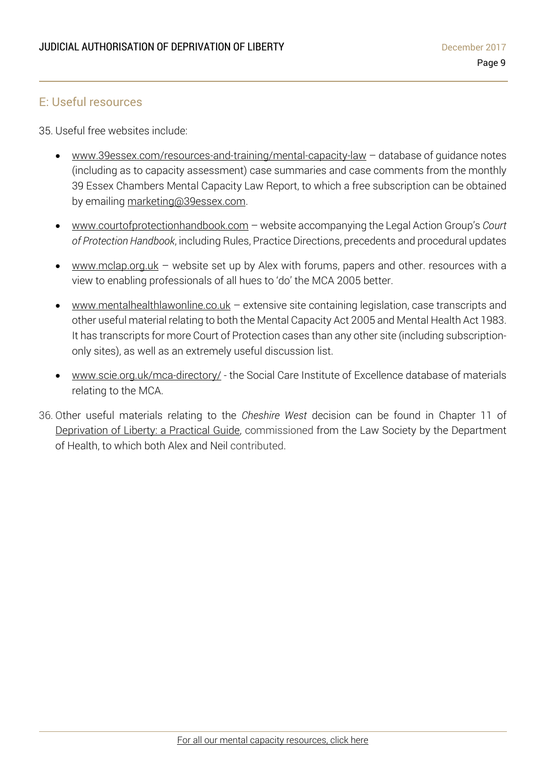## E: Useful resources

35. Useful free websites include:

- www.39essex.com/resources-and-training/mental-capacity-law – database of guidance notes (including as to capacity assessment) case summaries and case comments from the monthly 39 Essex Chambers Mental Capacity Law Report, to which a free subscription can be obtained by emailing marketing@39essex.com.

- www.courtofprotectionhandbook.com – website accompanying the Legal Action Group's *Court of Protection Handbook*, including Rules, Practice Directions, precedents and procedural updates

- www.mclap.org.uk – website set up by Alex with forums, papers and other. resources with a view to enabling professionals of all hues to 'do' the MCA 2005 better.

- www.mentalhealthlawonline.co.uk – extensive site containing legislation, case transcripts and other useful material relating to both the Mental Capacity Act 2005 and Mental Health Act 1983. It has transcripts for more Court of Protection cases than any other site (including subscription-only sites), as well as an extremely useful discussion list.

- www.scie.org.uk/mca-directory/ - the Social Care Institute of Excellence database of materials relating to the MCA.

36. Other useful materials relating to the *Cheshire West* decision can be found in Chapter 11 of Deprivation of Liberty: a Practical Guide, commissioned from the Law Society by the Department of Health, to which both Alex and Neil contributed.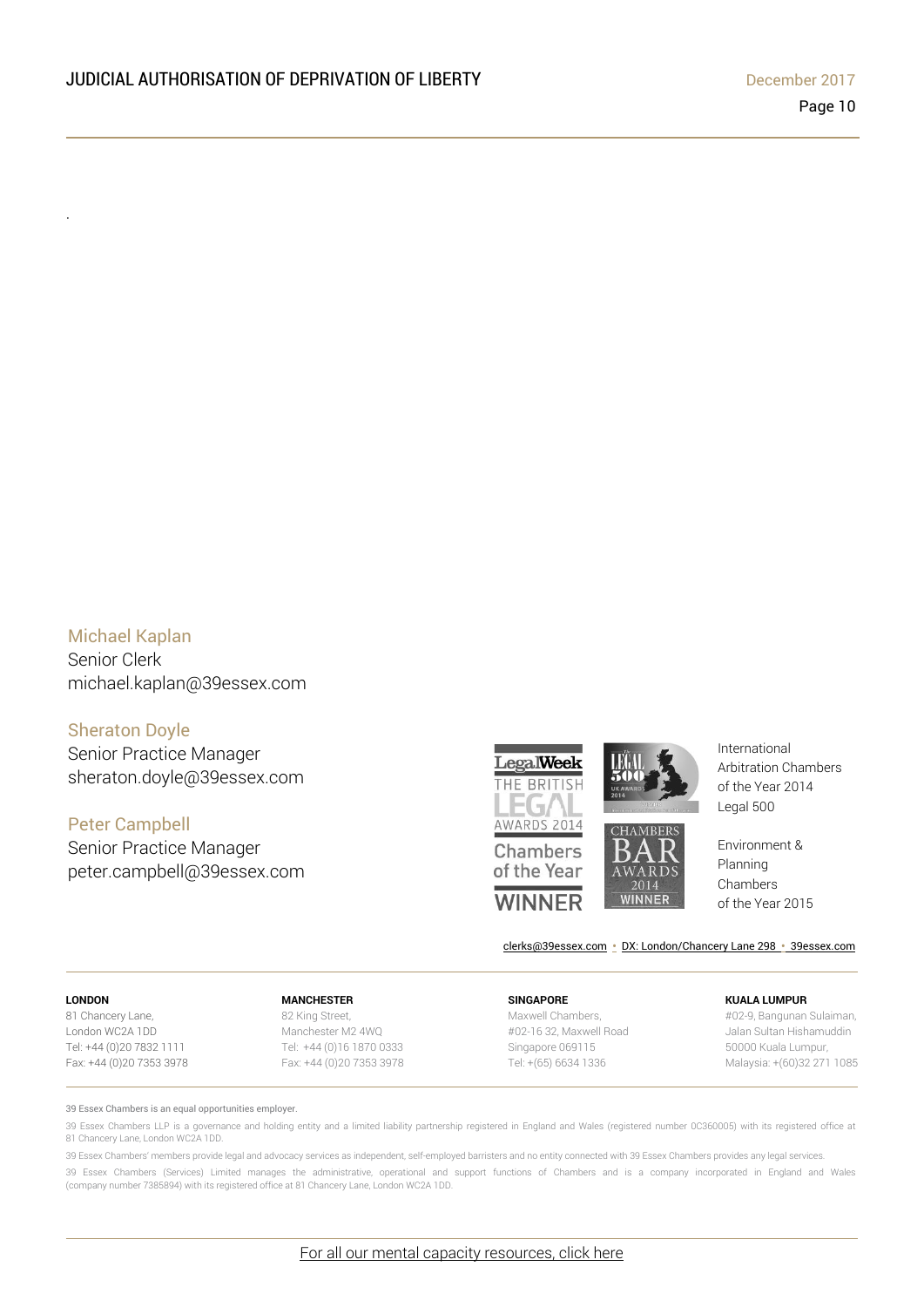.

**Michael Kaplan**
Senior Clerk
michael.kaplan@39essex.com

**Sheraton Doyle**
Senior Practice Manager
sheraton.doyle@39essex.com

**Peter Campbell**
Senior Practice Manager
peter.campbell@39essex.com

International Arbitration Chambers of the Year 2014
Legal 500

Environment & Planning Chambers of the Year 2015

clerks@39essex.com • DX: London/Chancery Lane 298 • 39essex.com

**LONDON**
81 Chancery Lane,
London WC2A 1DD
Tel: +44 (0)20 7832 1111
Fax: +44 (0)20 7353 3978

**MANCHESTER**
82 King Street,
Manchester M2 4WQ
Tel: +44 (0)16 1870 0333
Fax: +44 (0)20 7353 3978

**SINGAPORE**
Maxwell Chambers,
#02-16 32, Maxwell Road
Singapore 069115
Tel: +(65) 6634 1336

**KUALA LUMPUR**
#02-9, Bangunan Sulaiman,
Jalan Sultan Hishamuddin
50000 Kuala Lumpur,
Malaysia: +(60)32 271 1085

39 Essex Chambers is an equal opportunities employer.

39 Essex Chambers LLP is a governance and holding entity and a limited liability partnership registered in England and Wales (registered number 0C360005) with its registered office at 81 Chancery Lane, London WC2A 1DD.

39 Essex Chambers' members provide legal and advocacy services as independent, self-employed barristers and no entity connected with 39 Essex Chambers provides any legal services.

39 Essex Chambers (Services) Limited manages the administrative, operational and support functions of Chambers and is a company incorporated in England and Wales (company number 7385894) with its registered office at 81 Chancery Lane, London WC2A 1DD.

For all our mental capacity resources, click here